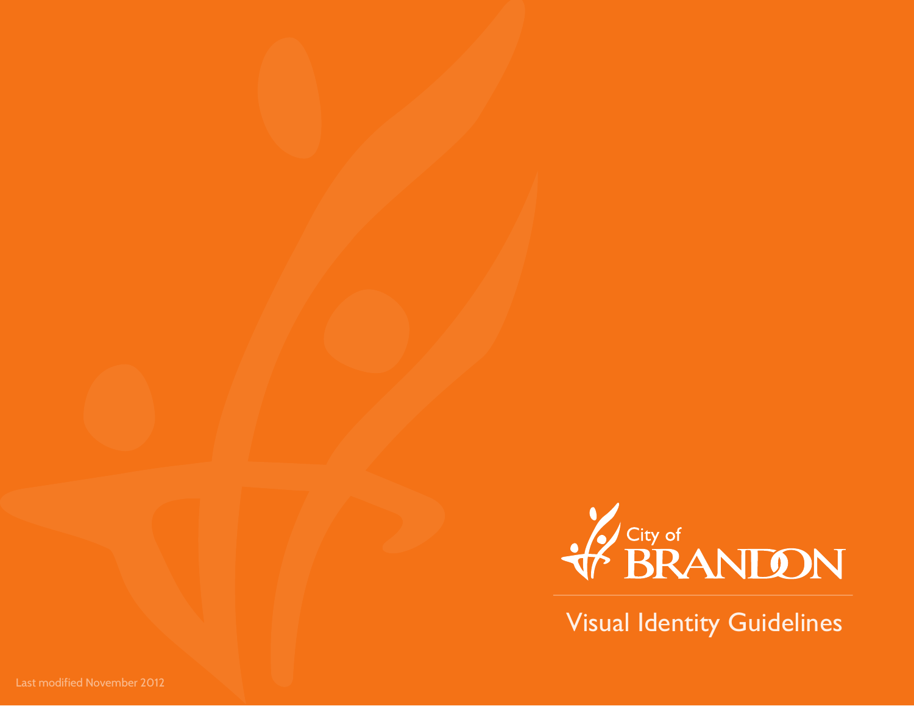City of BRANDON

# Visual Identity Guidelines

Last modified November 2012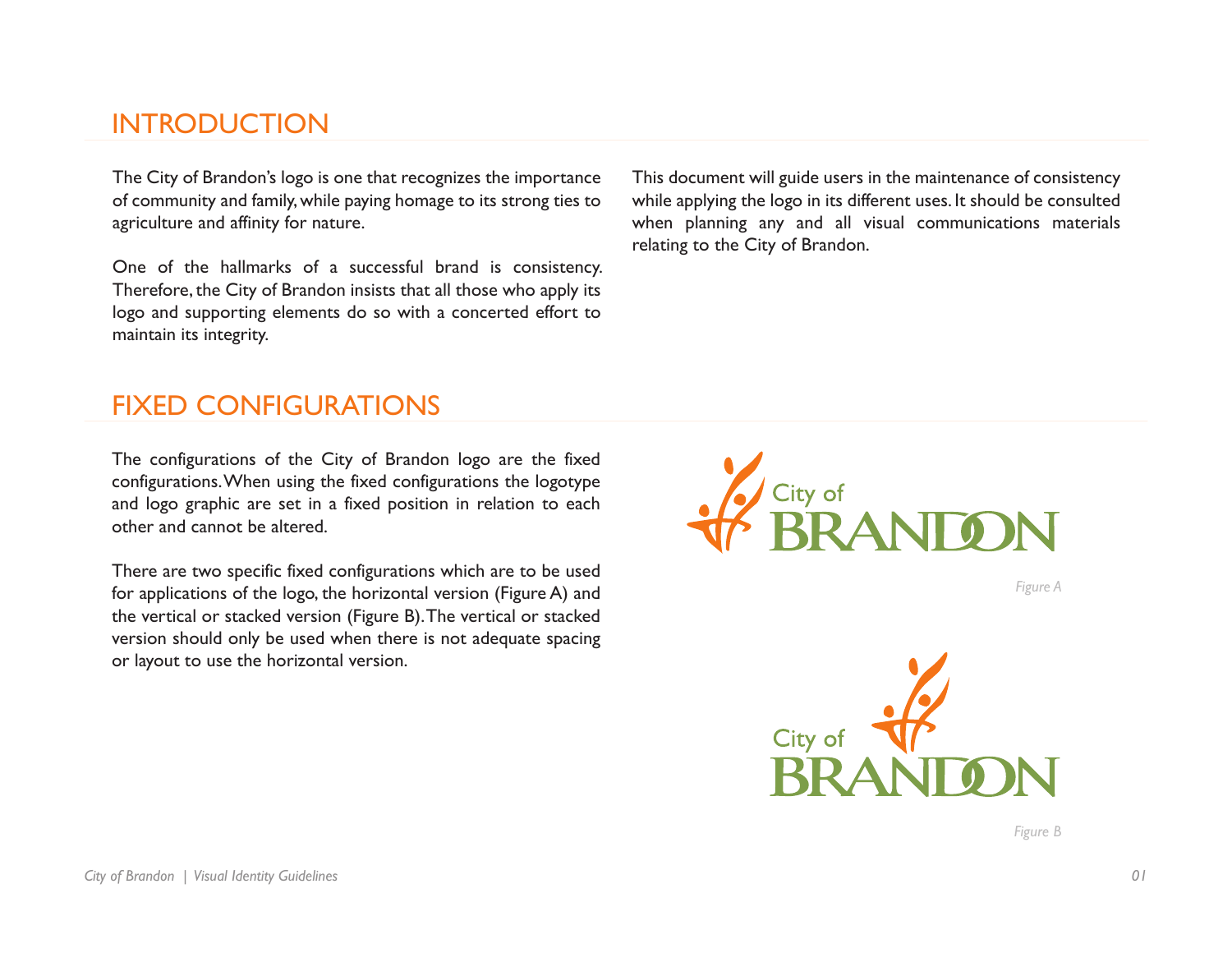## INTRODUCTION

The City of Brandon's logo is one that recognizes the importance of community and family, while paying homage to its strong ties to agriculture and affinity for nature.

One of the hallmarks of a successful brand is consistency. Therefore, the City of Brandon insists that all those who apply its logo and supporting elements do so with a concerted effort to maintain its integrity.

This document will guide users in the maintenance of consistency while applying the logo in its different uses. It should be consulted when planning any and all visual communications materials relating to the City of Brandon.

## FIXED CONFIGURATIONS

The configurations of the City of Brandon logo are the fixed configurations. When using the fixed configurations the logotype and logo graphic are set in a fixed position in relation to each other and cannot be altered.

There are two specific fixed configurations which are to be used for applications of the logo, the horizontal version (Figure A) and the vertical or stacked version (Figure B). The vertical or stacked version should only be used when there is not adequate spacing or layout to use the horizontal version.

City of BRANDON

*Figure A*

City of BRANDON

*Figure B*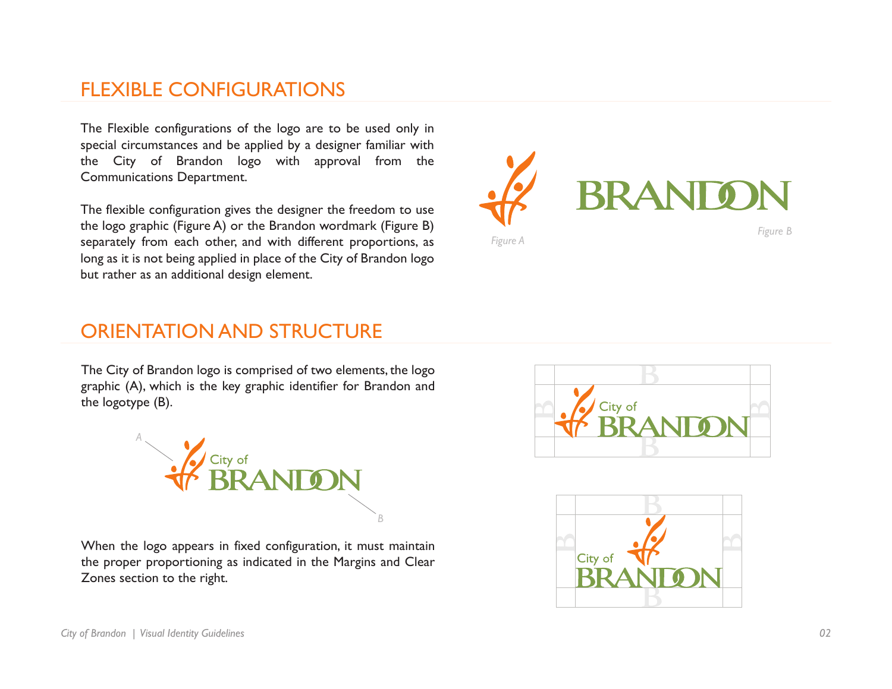## FLEXIBLE CONFIGURATIONS

The Flexible configurations of the logo are to be used only in special circumstances and be applied by a designer familiar with the City of Brandon logo with approval from the Communications Department.

The flexible configuration gives the designer the freedom to use the logo graphic (Figure A) or the Brandon wordmark (Figure B) separately from each other, and with different proportions, as long as it is not being applied in place of the City of Brandon logo but rather as an additional design element.

*Figure A*

*Figure B*

## ORIENTATION AND STRUCTURE

The City of Brandon logo is comprised of two elements, the logo graphic (A), which is the key graphic identifier for Brandon and the logotype (B).

When the logo appears in fixed configuration, it must maintain the proper proportioning as indicated in the Margins and Clear Zones section to the right.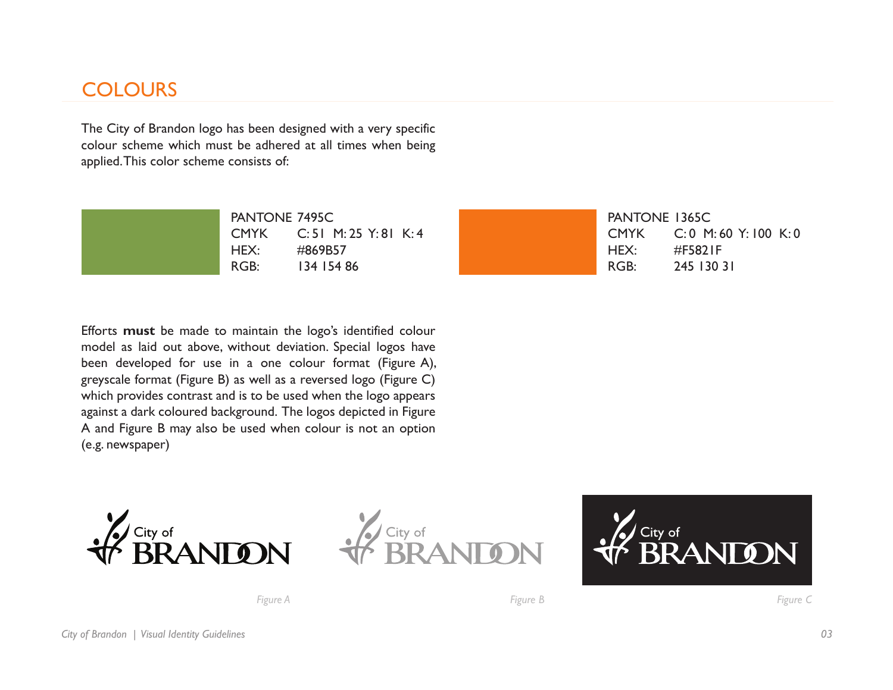## COLOURS

The City of Brandon logo has been designed with a very specific colour scheme which must be adhered at all times when being applied. This color scheme consists of:

PANTONE 7495C
CMYK C: 51 M: 25 Y: 81 K: 4
HEX: #869B57
RGB: 134 154 86

PANTONE 1365C
CMYK C: 0 M: 60 Y: 100 K: 0
HEX: #F5821F
RGB: 245 130 31

Efforts **must** be made to maintain the logo's identified colour model as laid out above, without deviation. Special logos have been developed for use in a one colour format (Figure A), greyscale format (Figure B) as well as a reversed logo (Figure C) which provides contrast and is to be used when the logo appears against a dark coloured background. The logos depicted in Figure A and Figure B may also be used when colour is not an option (e.g. newspaper)

City of BRANDON

*Figure A*

City of BRANDON

*Figure B*

City of BRANDON

*Figure C*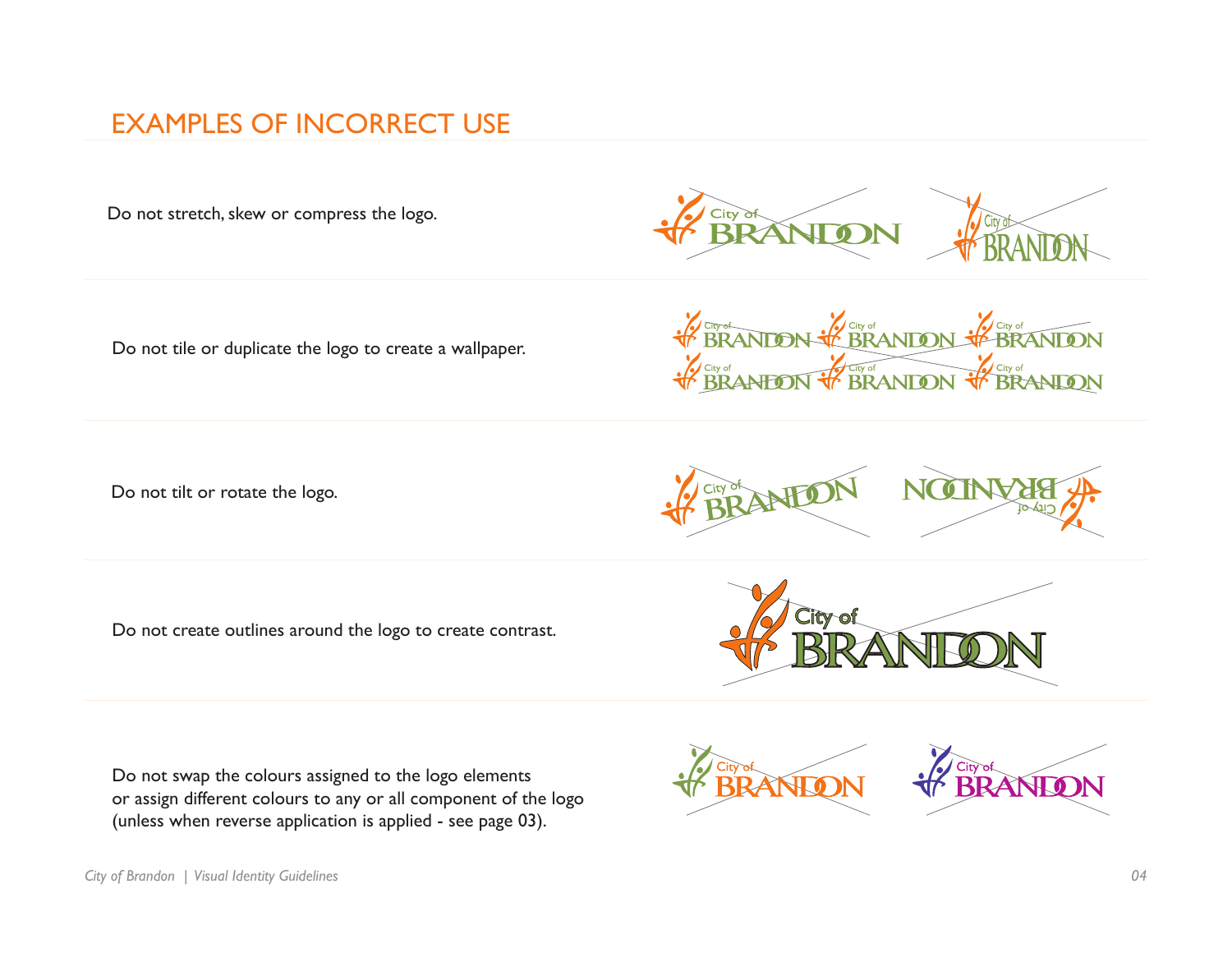# EXAMPLES OF INCORRECT USE

Do not stretch, skew or compress the logo.

Do not tile or duplicate the logo to create a wallpaper.

Do not tilt or rotate the logo.

Do not create outlines around the logo to create contrast.

Do not swap the colours assigned to the logo elements
or assign different colours to any or all component of the logo
(unless when reverse application is applied - see page 03).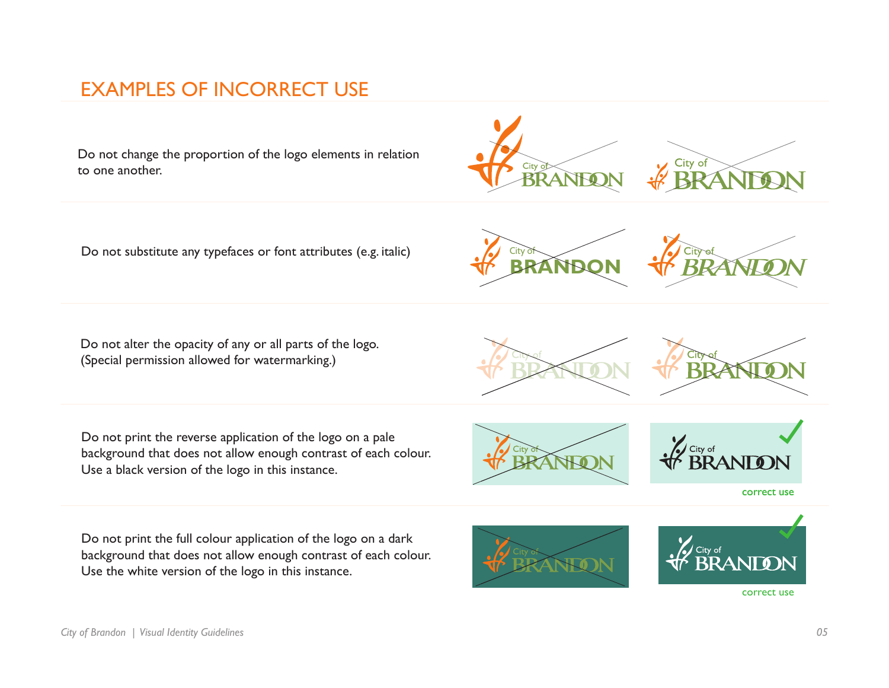## EXAMPLES OF INCORRECT USE

Do not change the proportion of the logo elements in relation to one another.

Do not substitute any typefaces or font attributes (e.g. italic)

Do not alter the opacity of any or all parts of the logo. (Special permission allowed for watermarking.)

Do not print the reverse application of the logo on a pale background that does not allow enough contrast of each colour. Use a black version of the logo in this instance.

correct use

Do not print the full colour application of the logo on a dark background that does not allow enough contrast of each colour. Use the white version of the logo in this instance.

correct use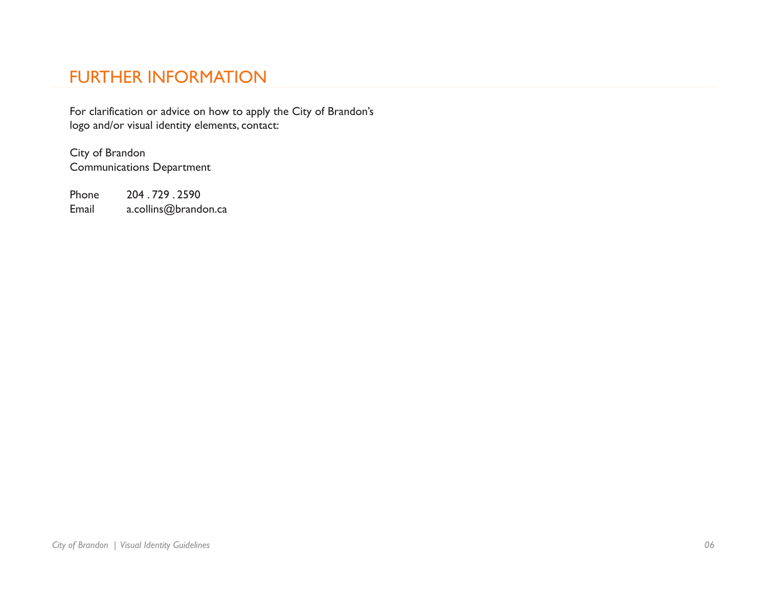# FURTHER INFORMATION

For clarification or advice on how to apply the City of Brandon's logo and/or visual identity elements, contact:

City of Brandon
Communications Department

| | |
|---|---|
| Phone | 204 . 729 . 2590 |
| Email | a.collins@brandon.ca |